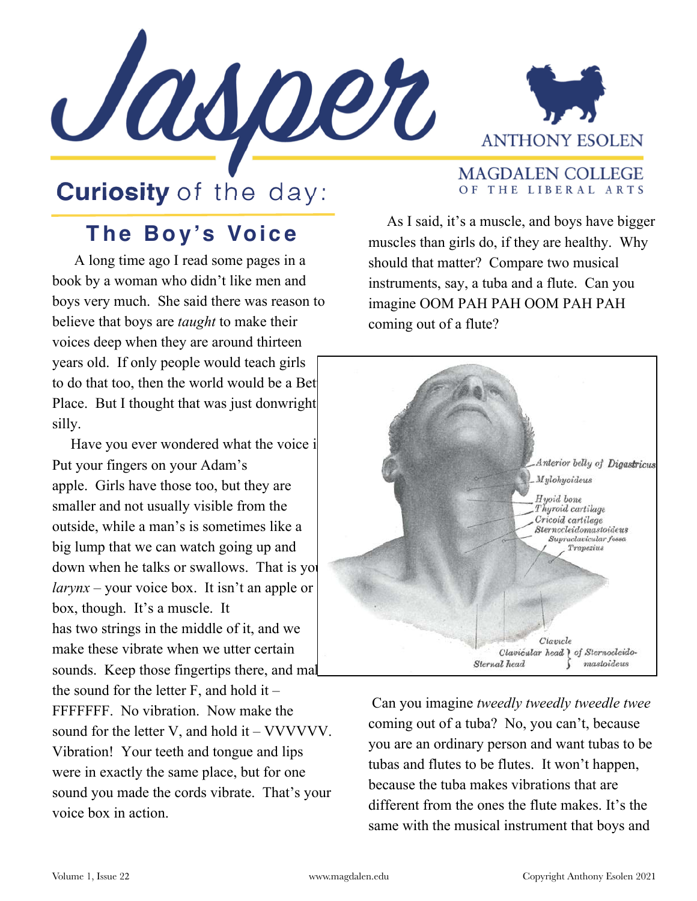# Jasper

ANTHONY ESOLEN

MAGDALEN COLLEGE OF THE LIBERAL ARTS

## **Curiosity** of the day:

### The Boy's Voice

A long time ago I read some pages in a book by a woman who didn't like men and boys very much. She said there was reason to believe that boys are *taught* to make their voices deep when they are around thirteen years old. If only people would teach girls to do that too, then the world would be a Bet Place. But I thought that was just donwright silly.

Have you ever wondered what the voice i Put your fingers on your Adam's apple. Girls have those too, but they are smaller and not usually visible from the outside, while a man's is sometimes like a big lump that we can watch going up and down when he talks or swallows. That is yo *larynx* – your voice box. It isn't an apple or box, though. It's a muscle. It has two strings in the middle of it, and we make these vibrate when we utter certain sounds. Keep those fingertips there, and mal the sound for the letter F, and hold it – FFFFFFF. No vibration. Now make the sound for the letter V, and hold it – VVVVVV. Vibration! Your teeth and tongue and lips were in exactly the same place, but for one sound you made the cords vibrate. That's your voice box in action.

As I said, it's a muscle, and boys have bigger muscles than girls do, if they are healthy. Why should that matter? Compare two musical instruments, say, a tuba and a flute. Can you imagine OOM PAH PAH OOM PAH PAH coming out of a flute?

Can you imagine *tweedly tweedly tweedle twee* coming out of a tuba? No, you can't, because you are an ordinary person and want tubas to be tubas and flutes to be flutes. It won't happen, because the tuba makes vibrations that are different from the ones the flute makes. It's the same with the musical instrument that boys and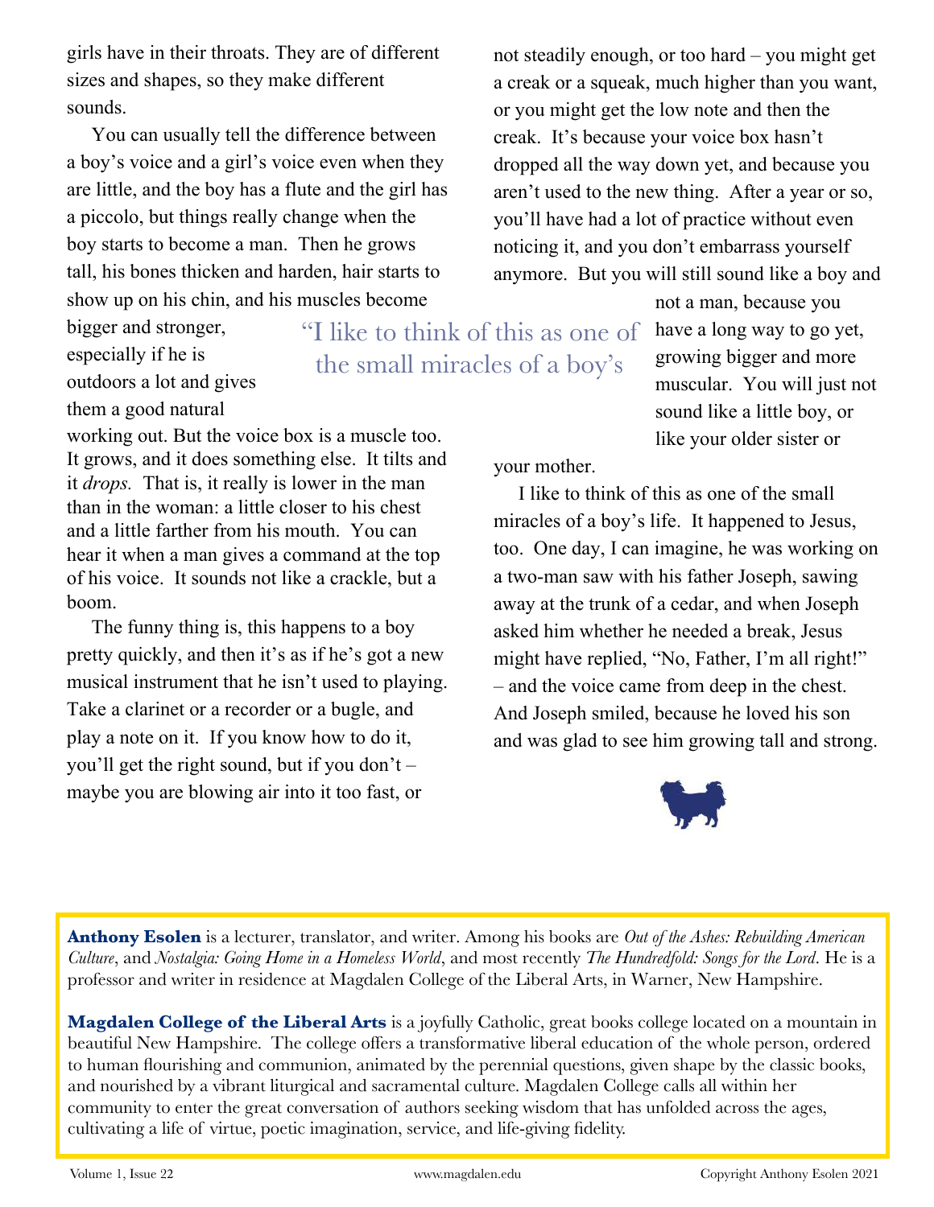girls have in their throats. They are of different sizes and shapes, so they make different sounds.

You can usually tell the difference between a boy's voice and a girl's voice even when they are little, and the boy has a flute and the girl has a piccolo, but things really change when the boy starts to become a man. Then he grows tall, his bones thicken and harden, hair starts to show up on his chin, and his muscles become bigger and stronger, especially if he is outdoors a lot and gives them a good natural working out. But the voice box is a muscle too. It grows, and it does something else. It tilts and it *drops.* That is, it really is lower in the man than in the woman: a little closer to his chest and a little farther from his mouth. You can hear it when a man gives a command at the top of his voice. It sounds not like a crackle, but a boom.

The funny thing is, this happens to a boy pretty quickly, and then it's as if he's got a new musical instrument that he isn't used to playing. Take a clarinet or a recorder or a bugle, and play a note on it. If you know how to do it, you'll get the right sound, but if you don't – maybe you are blowing air into it too fast, or not steadily enough, or too hard – you might get a creak or a squeak, much higher than you want, or you might get the low note and then the creak. It's because your voice box hasn't dropped all the way down yet, and because you aren't used to the new thing. After a year or so, you'll have had a lot of practice without even noticing it, and you don't embarrass yourself anymore. But you will still sound like a boy and not a man, because you have a long way to go yet, growing bigger and more muscular. You will just not sound like a little boy, or like your older sister or your mother.

> "I like to think of this as one of the small miracles of a boy's

I like to think of this as one of the small miracles of a boy's life. It happened to Jesus, too. One day, I can imagine, he was working on a two-man saw with his father Joseph, sawing away at the trunk of a cedar, and when Joseph asked him whether he needed a break, Jesus might have replied, "No, Father, I'm all right!" – and the voice came from deep in the chest. And Joseph smiled, because he loved his son and was glad to see him growing tall and strong.

**Anthony Esolen** is a lecturer, translator, and writer. Among his books are *Out of the Ashes: Rebuilding American Culture*, and *Nostalgia: Going Home in a Homeless World*, and most recently *The Hundredfold: Songs for the Lord*. He is a professor and writer in residence at Magdalen College of the Liberal Arts, in Warner, New Hampshire.

**Magdalen College of the Liberal Arts** is a joyfully Catholic, great books college located on a mountain in beautiful New Hampshire. The college offers a transformative liberal education of the whole person, ordered to human flourishing and communion, animated by the perennial questions, given shape by the classic books, and nourished by a vibrant liturgical and sacramental culture. Magdalen College calls all within her community to enter the great conversation of authors seeking wisdom that has unfolded across the ages, cultivating a life of virtue, poetic imagination, service, and life-giving fidelity.